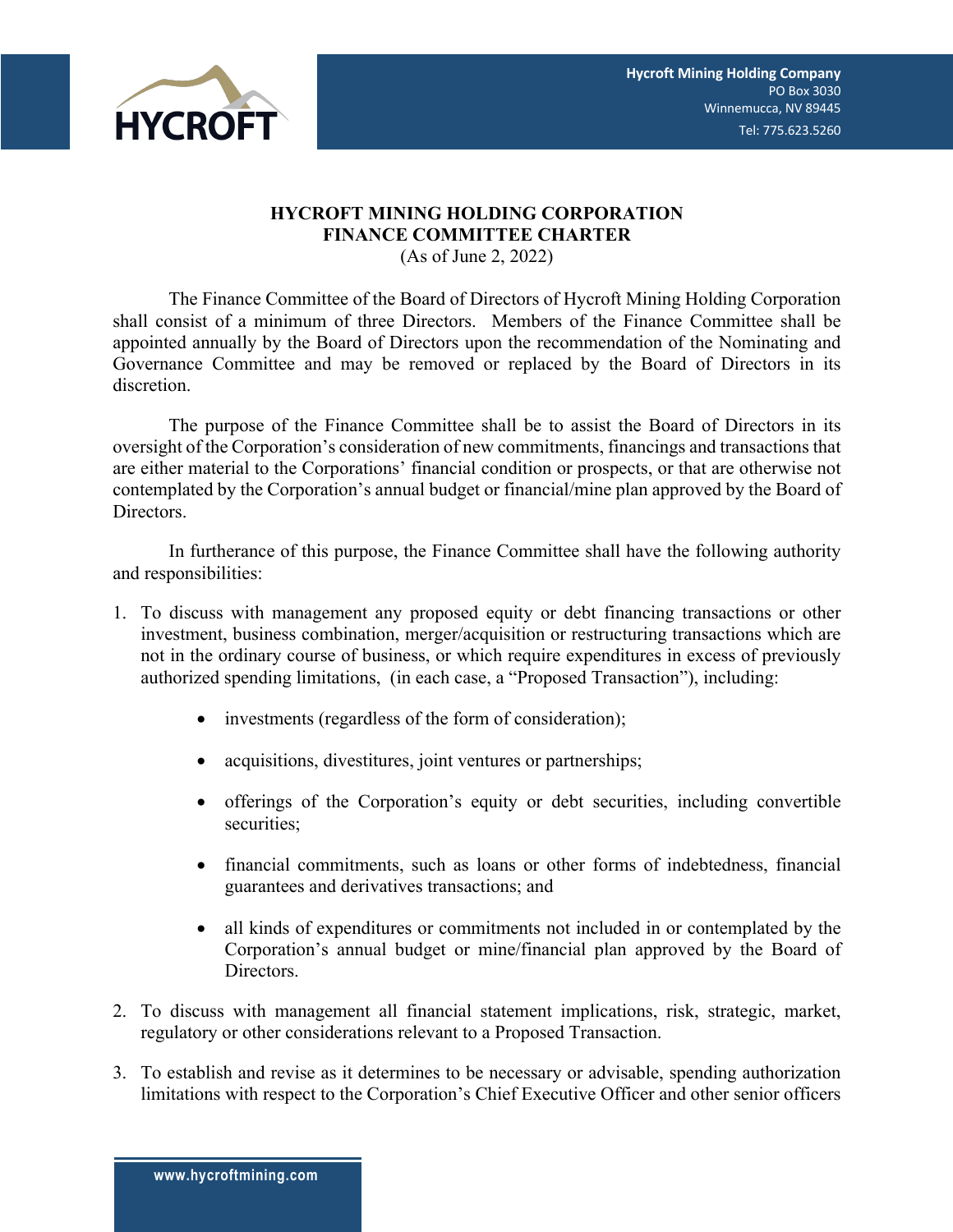# HYCROFT MINING HOLDING CORPORATION
# FINANCE COMMITTEE CHARTER
(As of June 2, 2022)

The Finance Committee of the Board of Directors of Hycroft Mining Holding Corporation shall consist of a minimum of three Directors. Members of the Finance Committee shall be appointed annually by the Board of Directors upon the recommendation of the Nominating and Governance Committee and may be removed or replaced by the Board of Directors in its discretion.

The purpose of the Finance Committee shall be to assist the Board of Directors in its oversight of the Corporation's consideration of new commitments, financings and transactions that are either material to the Corporations' financial condition or prospects, or that are otherwise not contemplated by the Corporation's annual budget or financial/mine plan approved by the Board of Directors.

In furtherance of this purpose, the Finance Committee shall have the following authority and responsibilities:

1. To discuss with management any proposed equity or debt financing transactions or other investment, business combination, merger/acquisition or restructuring transactions which are not in the ordinary course of business, or which require expenditures in excess of previously authorized spending limitations, (in each case, a "Proposed Transaction"), including:
   - investments (regardless of the form of consideration);
   - acquisitions, divestitures, joint ventures or partnerships;
   - offerings of the Corporation's equity or debt securities, including convertible securities;
   - financial commitments, such as loans or other forms of indebtedness, financial guarantees and derivatives transactions; and
   - all kinds of expenditures or commitments not included in or contemplated by the Corporation's annual budget or mine/financial plan approved by the Board of Directors.
2. To discuss with management all financial statement implications, risk, strategic, market, regulatory or other considerations relevant to a Proposed Transaction.
3. To establish and revise as it determines to be necessary or advisable, spending authorization limitations with respect to the Corporation's Chief Executive Officer and other senior officers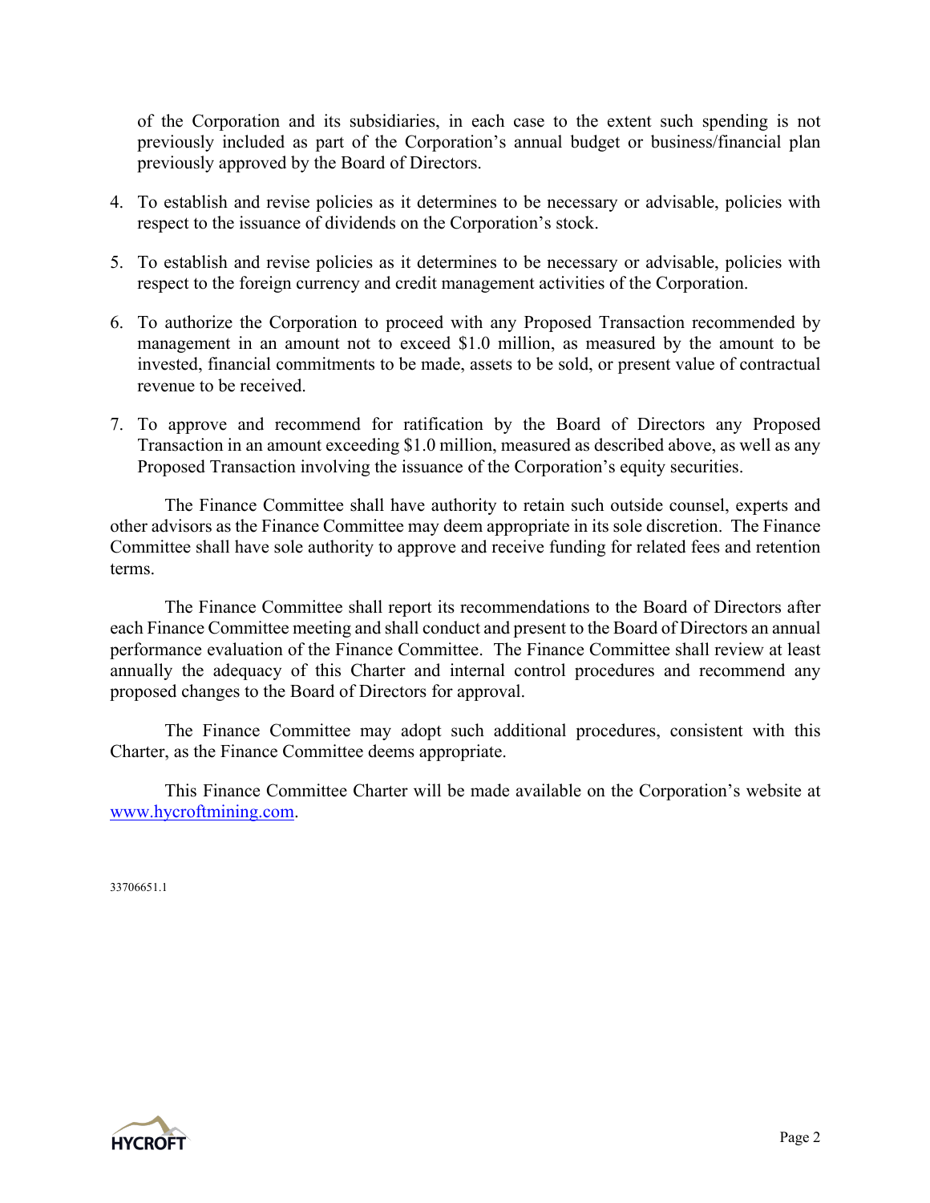of the Corporation and its subsidiaries, in each case to the extent such spending is not previously included as part of the Corporation's annual budget or business/financial plan previously approved by the Board of Directors.

4. To establish and revise policies as it determines to be necessary or advisable, policies with respect to the issuance of dividends on the Corporation's stock.

5. To establish and revise policies as it determines to be necessary or advisable, policies with respect to the foreign currency and credit management activities of the Corporation.

6. To authorize the Corporation to proceed with any Proposed Transaction recommended by management in an amount not to exceed $1.0 million, as measured by the amount to be invested, financial commitments to be made, assets to be sold, or present value of contractual revenue to be received.

7. To approve and recommend for ratification by the Board of Directors any Proposed Transaction in an amount exceeding $1.0 million, measured as described above, as well as any Proposed Transaction involving the issuance of the Corporation's equity securities.

The Finance Committee shall have authority to retain such outside counsel, experts and other advisors as the Finance Committee may deem appropriate in its sole discretion. The Finance Committee shall have sole authority to approve and receive funding for related fees and retention terms.

The Finance Committee shall report its recommendations to the Board of Directors after each Finance Committee meeting and shall conduct and present to the Board of Directors an annual performance evaluation of the Finance Committee. The Finance Committee shall review at least annually the adequacy of this Charter and internal control procedures and recommend any proposed changes to the Board of Directors for approval.

The Finance Committee may adopt such additional procedures, consistent with this Charter, as the Finance Committee deems appropriate.

This Finance Committee Charter will be made available on the Corporation's website at www.hycroftmining.com.

33706651.1